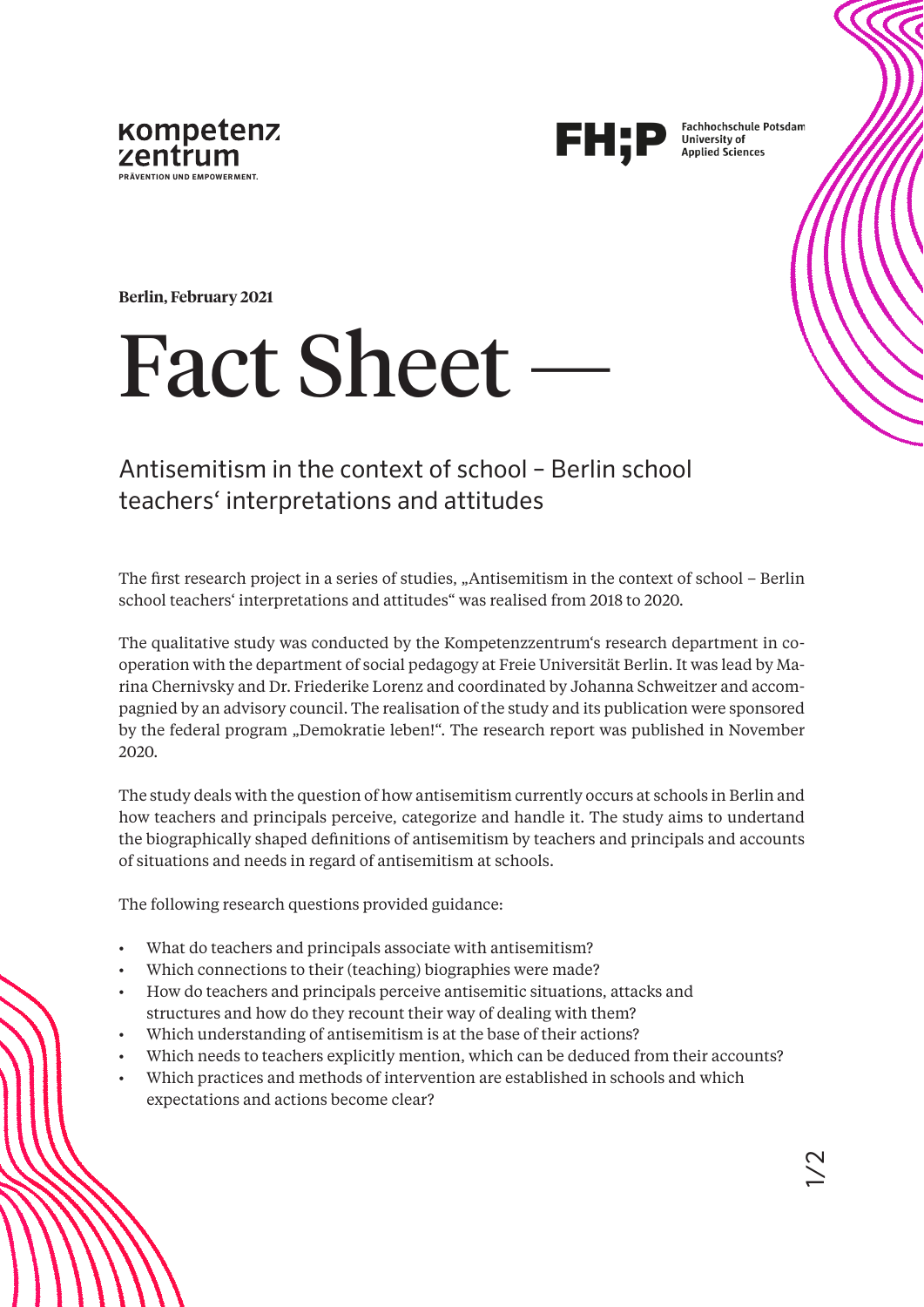kompetenz zentrum
PRÄVENTION UND EMPOWERMENT.

FH;P Fachhochschule Potsdam University of Applied Sciences

**Berlin, February 2021**

# Fact Sheet —

## Antisemitism in the context of school – Berlin school teachers‘ interpretations and attitudes

The first research project in a series of studies, „Antisemitism in the context of school – Berlin school teachers‘ interpretations and attitudes“ was realised from 2018 to 2020.

The qualitative study was conducted by the Kompetenzzentrum‘s research department in co-operation with the department of social pedagogy at Freie Universität Berlin. It was lead by Marina Chernivsky and Dr. Friederike Lorenz and coordinated by Johanna Schweitzer and accompagnied by an advisory council. The realisation of the study and its publication were sponsored by the federal program „Demokratie leben!“. The research report was published in November 2020.

The study deals with the question of how antisemitism currently occurs at schools in Berlin and how teachers and principals perceive, categorize and handle it. The study aims to undertand the biographically shaped definitions of antisemitism by teachers and principals and accounts of situations and needs in regard of antisemitism at schools.

The following research questions provided guidance:

- What do teachers and principals associate with antisemitism?
- Which connections to their (teaching) biographies were made?
- How do teachers and principals perceive antisemitic situations, attacks and structures and how do they recount their way of dealing with them?
- Which understanding of antisemitism is at the base of their actions?
- Which needs to teachers explicitly mention, which can be deduced from their accounts?
- Which practices and methods of intervention are established in schools and which expectations and actions become clear?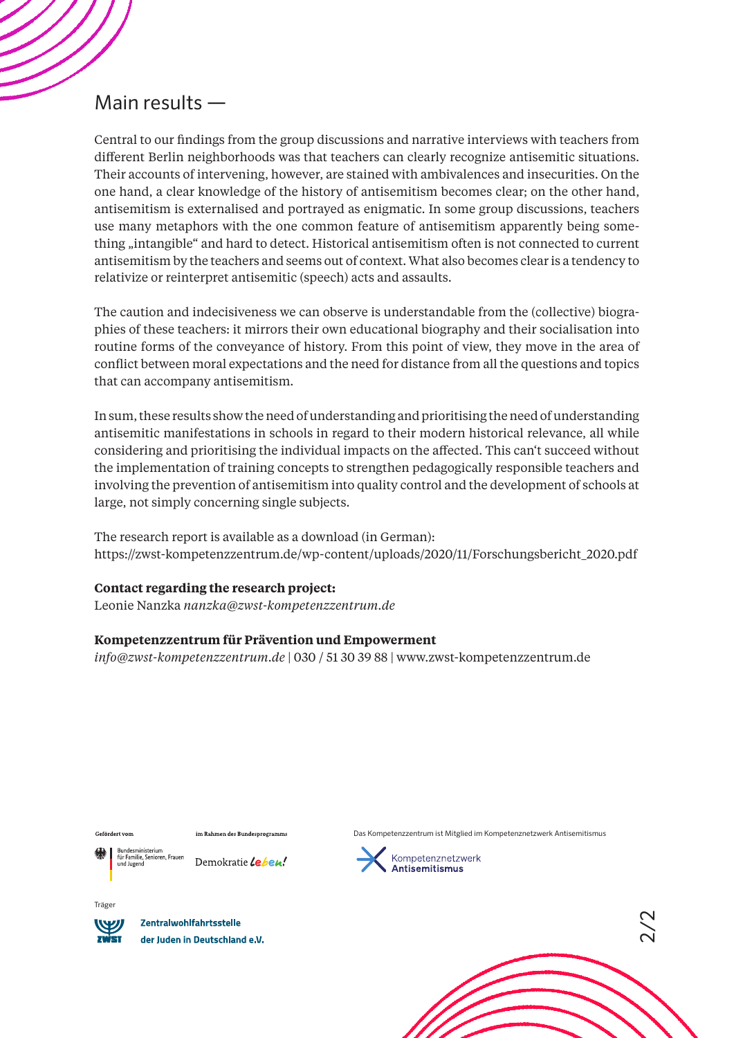## Main results —

Central to our findings from the group discussions and narrative interviews with teachers from different Berlin neighborhoods was that teachers can clearly recognize antisemitic situations. Their accounts of intervening, however, are stained with ambivalences and insecurities. On the one hand, a clear knowledge of the history of antisemitism becomes clear; on the other hand, antisemitism is externalised and portrayed as enigmatic. In some group discussions, teachers use many metaphors with the one common feature of antisemitism apparently being something „intangible" and hard to detect. Historical antisemitism often is not connected to current antisemitism by the teachers and seems out of context. What also becomes clear is a tendency to relativize or reinterpret antisemitic (speech) acts and assaults.

The caution and indecisiveness we can observe is understandable from the (collective) biographies of these teachers: it mirrors their own educational biography and their socialisation into routine forms of the conveyance of history. From this point of view, they move in the area of conflict between moral expectations and the need for distance from all the questions and topics that can accompany antisemitism.

In sum, these results show the need of understanding and prioritising the need of understanding antisemitic manifestations in schools in regard to their modern historical relevance, all while considering and prioritising the individual impacts on the affected. This can't succeed without the implementation of training concepts to strengthen pedagogically responsible teachers and involving the prevention of antisemitism into quality control and the development of schools at large, not simply concerning single subjects.

The research report is available as a download (in German):
https://zwst-kompetenzzentrum.de/wp-content/uploads/2020/11/Forschungsbericht_2020.pdf

**Contact regarding the research project:**
Leonie Nanzka *nanzka@zwst-kompetenzzentrum.de*

**Kompetenzzentrum für Prävention und Empowerment**
*info@zwst-kompetenzzentrum.de* | 030 / 51 30 39 88 | www.zwst-kompetenzzentrum.de

Gefördert vom
Bundesministerium für Familie, Senioren, Frauen und Jugend

im Rahmen des Bundesprogramms
Demokratie leben!

Das Kompetenzzentrum ist Mitglied im Kompetenznetzwerk Antisemitismus

Kompetenznetzwerk Antisemitismus

Träger
Zentralwohlfahrtsstelle der Juden in Deutschland e.V.